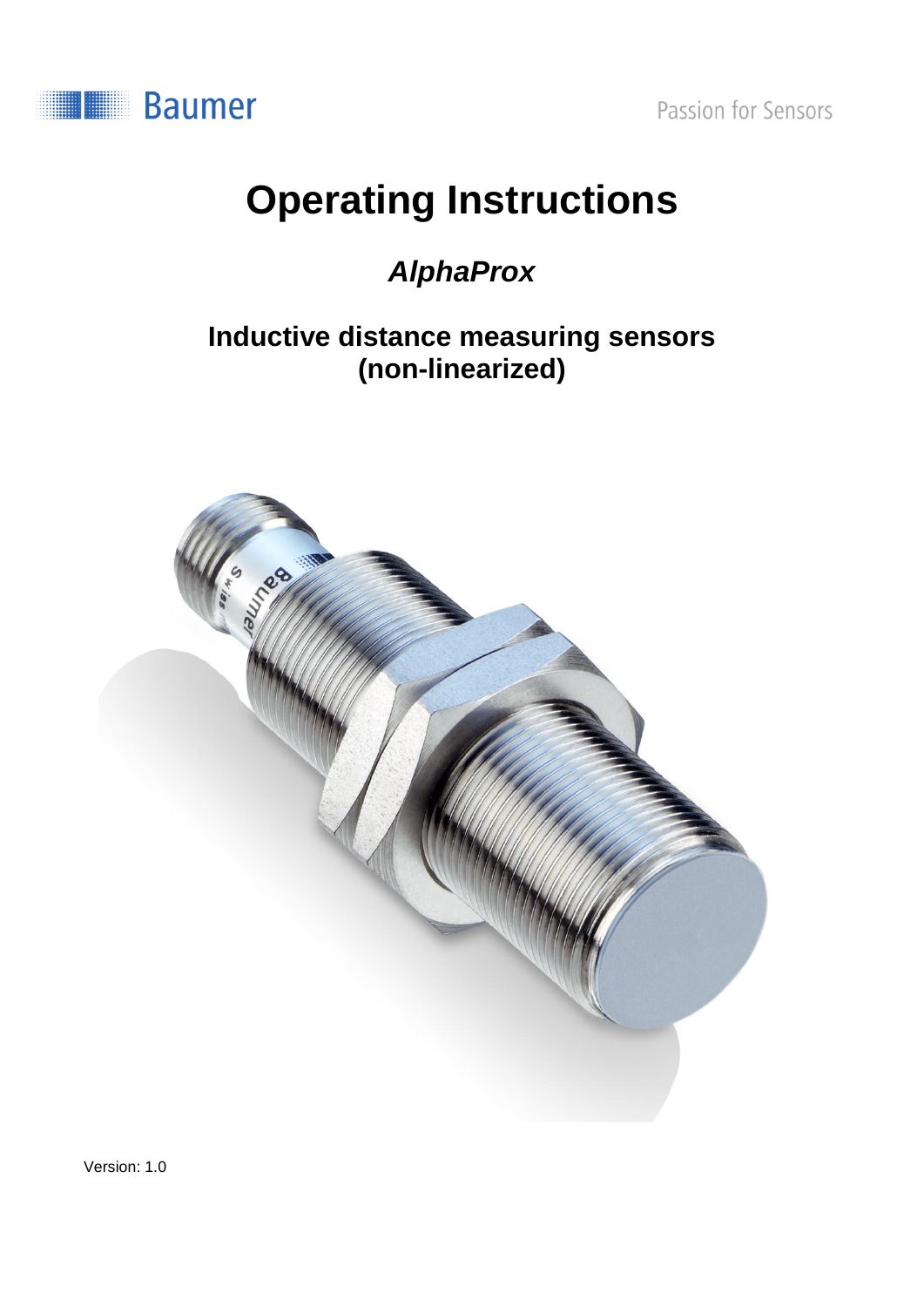Baumer

Passion for Sensors

# Operating Instructions

## *AlphaProx*

### Inductive distance measuring sensors (non-linearized)

Version: 1.0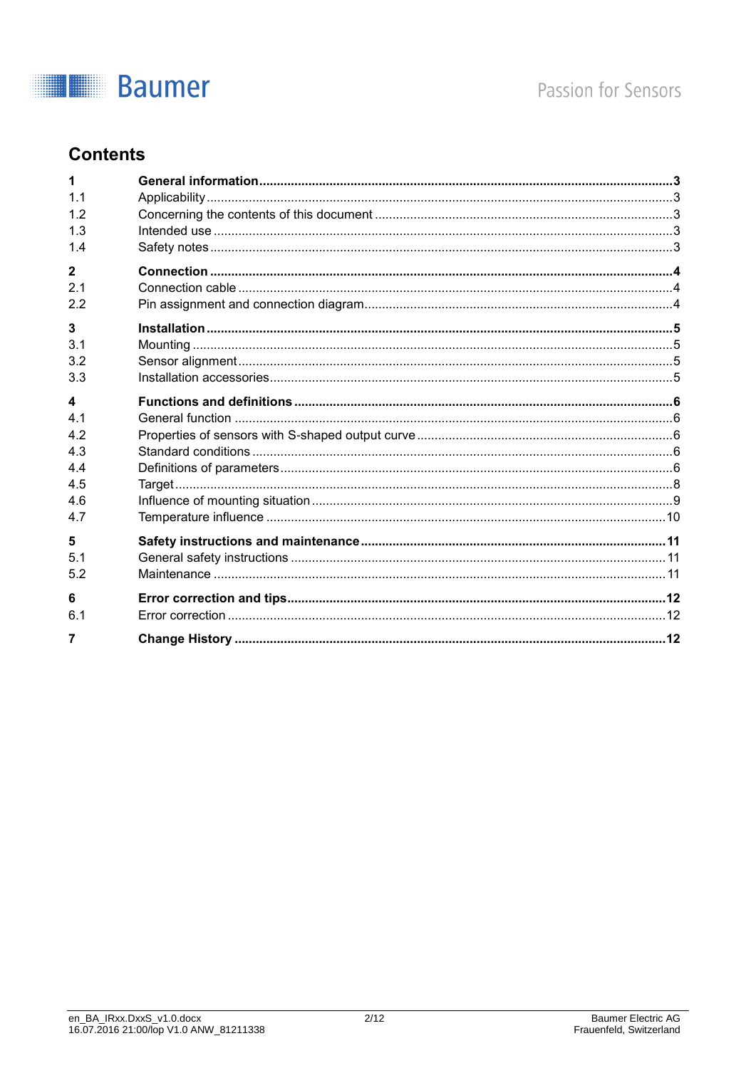# Contents

| | | |
|---|---|---|
| **1** | **General information** | **3** |
| 1.1 | Applicability | 3 |
| 1.2 | Concerning the contents of this document | 3 |
| 1.3 | Intended use | 3 |
| 1.4 | Safety notes | 3 |
| **2** | **Connection** | **4** |
| 2.1 | Connection cable | 4 |
| 2.2 | Pin assignment and connection diagram | 4 |
| **3** | **Installation** | **5** |
| 3.1 | Mounting | 5 |
| 3.2 | Sensor alignment | 5 |
| 3.3 | Installation accessories | 5 |
| **4** | **Functions and definitions** | **6** |
| 4.1 | General function | 6 |
| 4.2 | Properties of sensors with S-shaped output curve | 6 |
| 4.3 | Standard conditions | 6 |
| 4.4 | Definitions of parameters | 6 |
| 4.5 | Target | 8 |
| 4.6 | Influence of mounting situation | 9 |
| 4.7 | Temperature influence | 10 |
| **5** | **Safety instructions and maintenance** | **11** |
| 5.1 | General safety instructions | 11 |
| 5.2 | Maintenance | 11 |
| **6** | **Error correction and tips** | **12** |
| 6.1 | Error correction | 12 |
| **7** | **Change History** | **12** |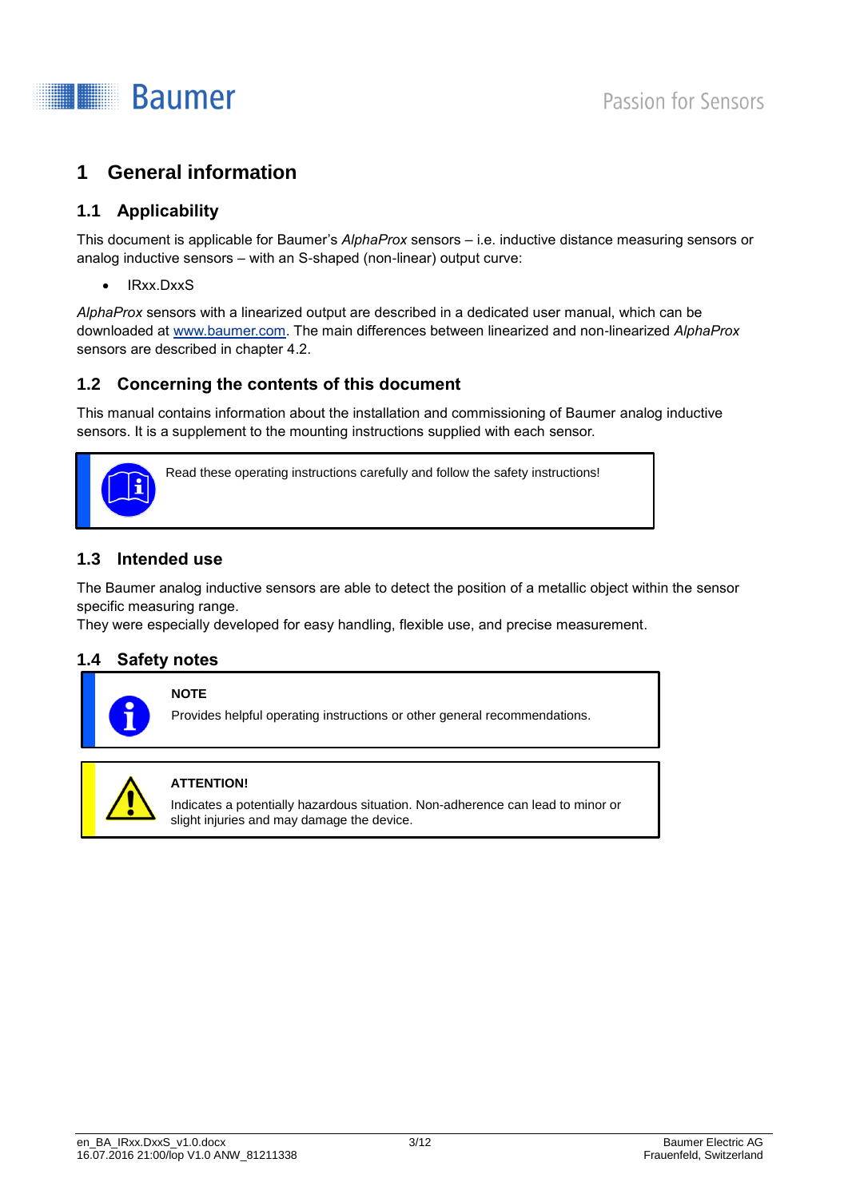# 1 General information

## 1.1 Applicability

This document is applicable for Baumer's *AlphaProx* sensors – i.e. inductive distance measuring sensors or analog inductive sensors – with an S-shaped (non-linear) output curve:

- IRxx.DxxS

*AlphaProx* sensors with a linearized output are described in a dedicated user manual, which can be downloaded at www.baumer.com. The main differences between linearized and non-linearized *AlphaProx* sensors are described in chapter 4.2.

## 1.2 Concerning the contents of this document

This manual contains information about the installation and commissioning of Baumer analog inductive sensors. It is a supplement to the mounting instructions supplied with each sensor.

Read these operating instructions carefully and follow the safety instructions!

## 1.3 Intended use

The Baumer analog inductive sensors are able to detect the position of a metallic object within the sensor specific measuring range.
They were especially developed for easy handling, flexible use, and precise measurement.

## 1.4 Safety notes

**NOTE**
Provides helpful operating instructions or other general recommendations.

**ATTENTION!**
Indicates a potentially hazardous situation. Non-adherence can lead to minor or slight injuries and may damage the device.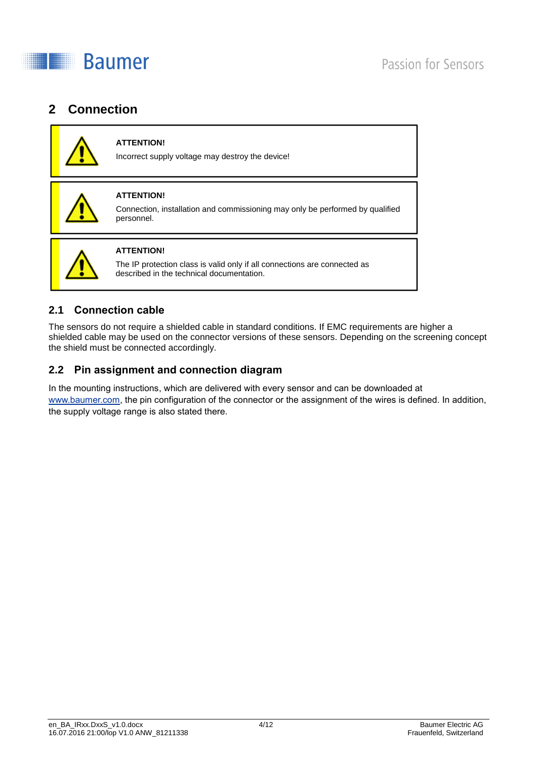# 2 Connection

> **ATTENTION!**
>
> Incorrect supply voltage may destroy the device!

> **ATTENTION!**
>
> Connection, installation and commissioning may only be performed by qualified personnel.

> **ATTENTION!**
>
> The IP protection class is valid only if all connections are connected as described in the technical documentation.

## 2.1 Connection cable

The sensors do not require a shielded cable in standard conditions. If EMC requirements are higher a shielded cable may be used on the connector versions of these sensors. Depending on the screening concept the shield must be connected accordingly.

## 2.2 Pin assignment and connection diagram

In the mounting instructions, which are delivered with every sensor and can be downloaded at www.baumer.com, the pin configuration of the connector or the assignment of the wires is defined. In addition, the supply voltage range is also stated there.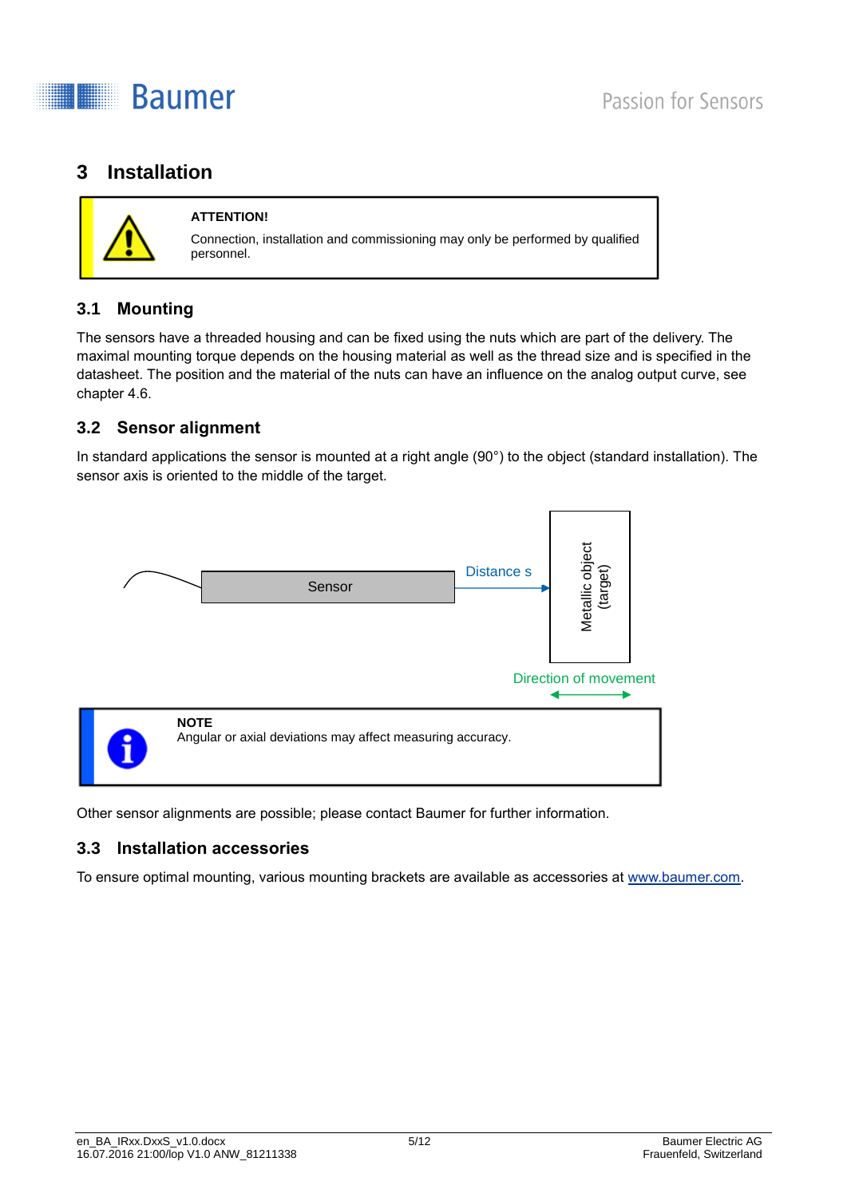# 3 Installation

> **ATTENTION!**
>
> Connection, installation and commissioning may only be performed by qualified personnel.

## 3.1 Mounting

The sensors have a threaded housing and can be fixed using the nuts which are part of the delivery. The maximal mounting torque depends on the housing material as well as the thread size and is specified in the datasheet. The position and the material of the nuts can have an influence on the analog output curve, see chapter 4.6.

## 3.2 Sensor alignment

In standard applications the sensor is mounted at a right angle (90°) to the object (standard installation). The sensor axis is oriented to the middle of the target.

Sensor

Distance s

Metallic object (target)

Direction of movement

> **NOTE**
>
> Angular or axial deviations may affect measuring accuracy.

Other sensor alignments are possible; please contact Baumer for further information.

## 3.3 Installation accessories

To ensure optimal mounting, various mounting brackets are available as accessories at www.baumer.com.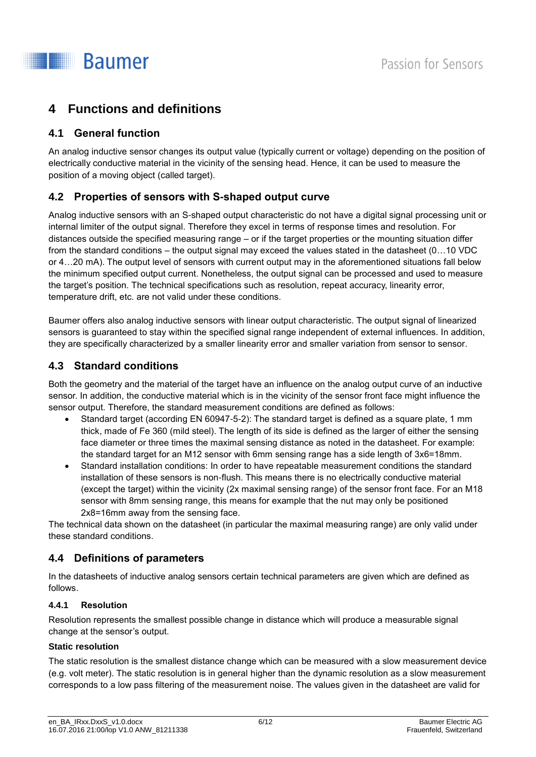# 4 Functions and definitions

## 4.1 General function

An analog inductive sensor changes its output value (typically current or voltage) depending on the position of electrically conductive material in the vicinity of the sensing head. Hence, it can be used to measure the position of a moving object (called target).

## 4.2 Properties of sensors with S-shaped output curve

Analog inductive sensors with an S-shaped output characteristic do not have a digital signal processing unit or internal limiter of the output signal. Therefore they excel in terms of response times and resolution. For distances outside the specified measuring range – or if the target properties or the mounting situation differ from the standard conditions – the output signal may exceed the values stated in the datasheet (0…10 VDC or 4…20 mA). The output level of sensors with current output may in the aforementioned situations fall below the minimum specified output current. Nonetheless, the output signal can be processed and used to measure the target's position. The technical specifications such as resolution, repeat accuracy, linearity error, temperature drift, etc. are not valid under these conditions.

Baumer offers also analog inductive sensors with linear output characteristic. The output signal of linearized sensors is guaranteed to stay within the specified signal range independent of external influences. In addition, they are specifically characterized by a smaller linearity error and smaller variation from sensor to sensor.

## 4.3 Standard conditions

Both the geometry and the material of the target have an influence on the analog output curve of an inductive sensor. In addition, the conductive material which is in the vicinity of the sensor front face might influence the sensor output. Therefore, the standard measurement conditions are defined as follows:

- Standard target (according EN 60947-5-2): The standard target is defined as a square plate, 1 mm thick, made of Fe 360 (mild steel). The length of its side is defined as the larger of either the sensing face diameter or three times the maximal sensing distance as noted in the datasheet. For example: the standard target for an M12 sensor with 6mm sensing range has a side length of 3x6=18mm.
- Standard installation conditions: In order to have repeatable measurement conditions the standard installation of these sensors is non-flush. This means there is no electrically conductive material (except the target) within the vicinity (2x maximal sensing range) of the sensor front face. For an M18 sensor with 8mm sensing range, this means for example that the nut may only be positioned 2x8=16mm away from the sensing face.

The technical data shown on the datasheet (in particular the maximal measuring range) are only valid under these standard conditions.

## 4.4 Definitions of parameters

In the datasheets of inductive analog sensors certain technical parameters are given which are defined as follows.

### 4.4.1 Resolution

Resolution represents the smallest possible change in distance which will produce a measurable signal change at the sensor's output.

**Static resolution**

The static resolution is the smallest distance change which can be measured with a slow measurement device (e.g. volt meter). The static resolution is in general higher than the dynamic resolution as a slow measurement corresponds to a low pass filtering of the measurement noise. The values given in the datasheet are valid for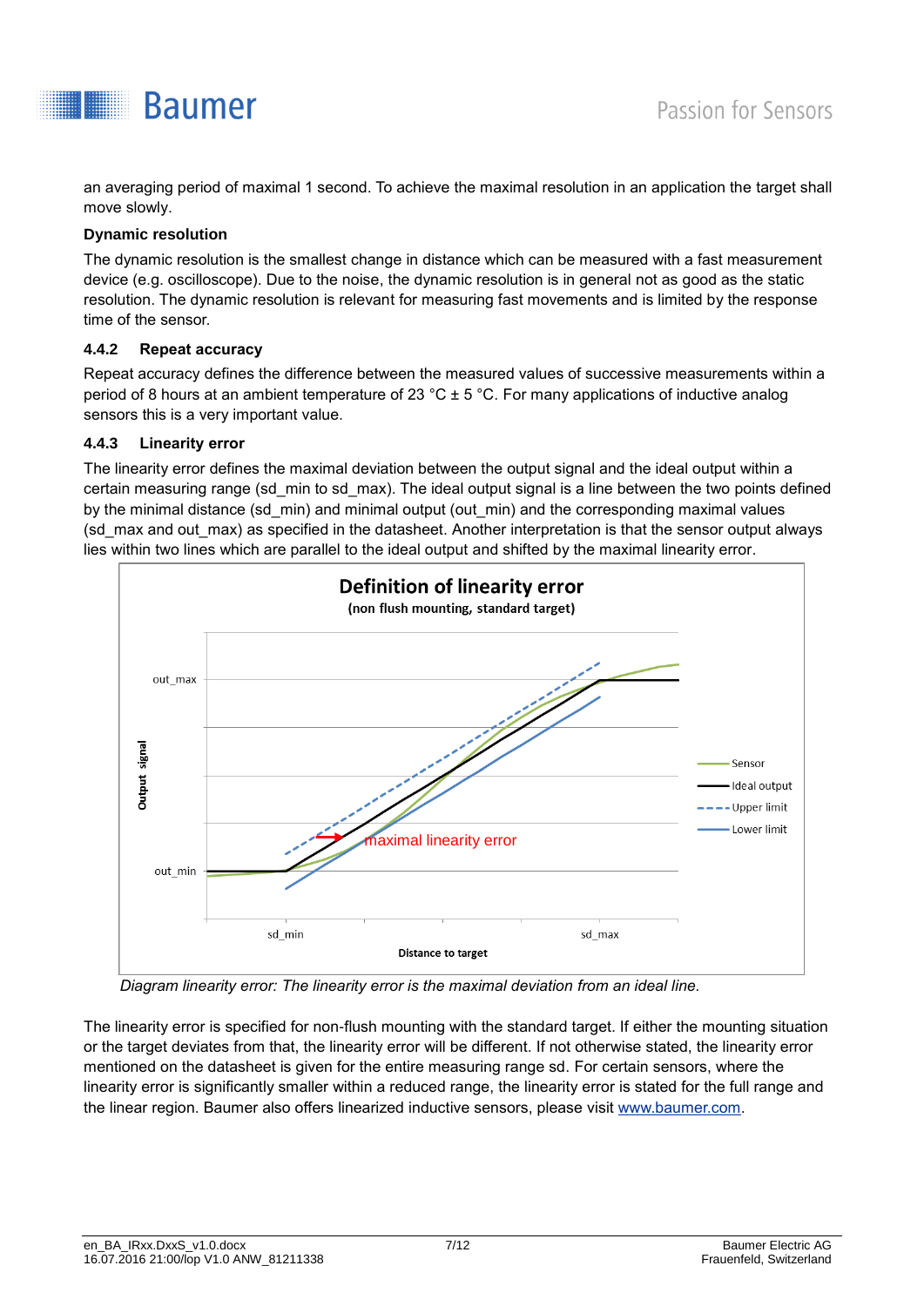an averaging period of maximal 1 second. To achieve the maximal resolution in an application the target shall move slowly.

**Dynamic resolution**

The dynamic resolution is the smallest change in distance which can be measured with a fast measurement device (e.g. oscilloscope). Due to the noise, the dynamic resolution is in general not as good as the static resolution. The dynamic resolution is relevant for measuring fast movements and is limited by the response time of the sensor.

### 4.4.2 Repeat accuracy

Repeat accuracy defines the difference between the measured values of successive measurements within a period of 8 hours at an ambient temperature of 23 °C ± 5 °C. For many applications of inductive analog sensors this is a very important value.

### 4.4.3 Linearity error

The linearity error defines the maximal deviation between the output signal and the ideal output within a certain measuring range (sd_min to sd_max). The ideal output signal is a line between the two points defined by the minimal distance (sd_min) and minimal output (out_min) and the corresponding maximal values (sd_max and out_max) as specified in the datasheet. Another interpretation is that the sensor output always lies within two lines which are parallel to the ideal output and shifted by the maximal linearity error.

*Diagram linearity error: The linearity error is the maximal deviation from an ideal line.*

The linearity error is specified for non-flush mounting with the standard target. If either the mounting situation or the target deviates from that, the linearity error will be different. If not otherwise stated, the linearity error mentioned on the datasheet is given for the entire measuring range sd. For certain sensors, where the linearity error is significantly smaller within a reduced range, the linearity error is stated for the full range and the linear region. Baumer also offers linearized inductive sensors, please visit www.baumer.com.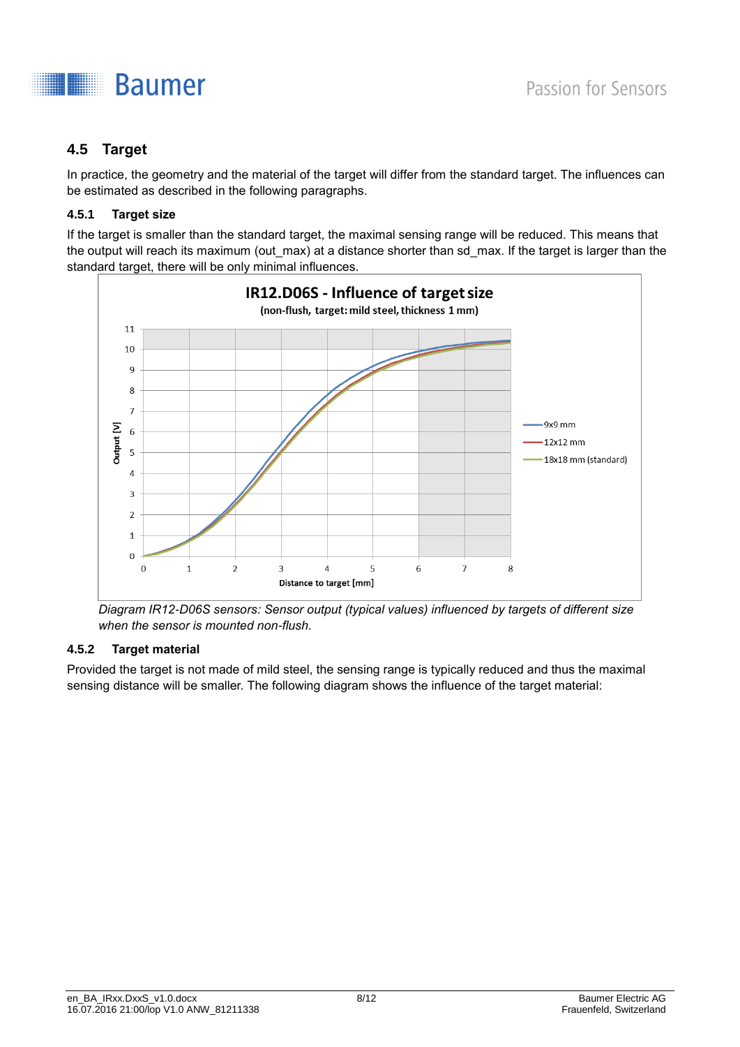## 4.5 Target

In practice, the geometry and the material of the target will differ from the standard target. The influences can be estimated as described in the following paragraphs.

### 4.5.1 Target size

If the target is smaller than the standard target, the maximal sensing range will be reduced. This means that the output will reach its maximum (out_max) at a distance shorter than sd_max. If the target is larger than the standard target, there will be only minimal influences.

*Diagram IR12-D06S sensors: Sensor output (typical values) influenced by targets of different size when the sensor is mounted non-flush.*

### 4.5.2 Target material

Provided the target is not made of mild steel, the sensing range is typically reduced and thus the maximal sensing distance will be smaller. The following diagram shows the influence of the target material: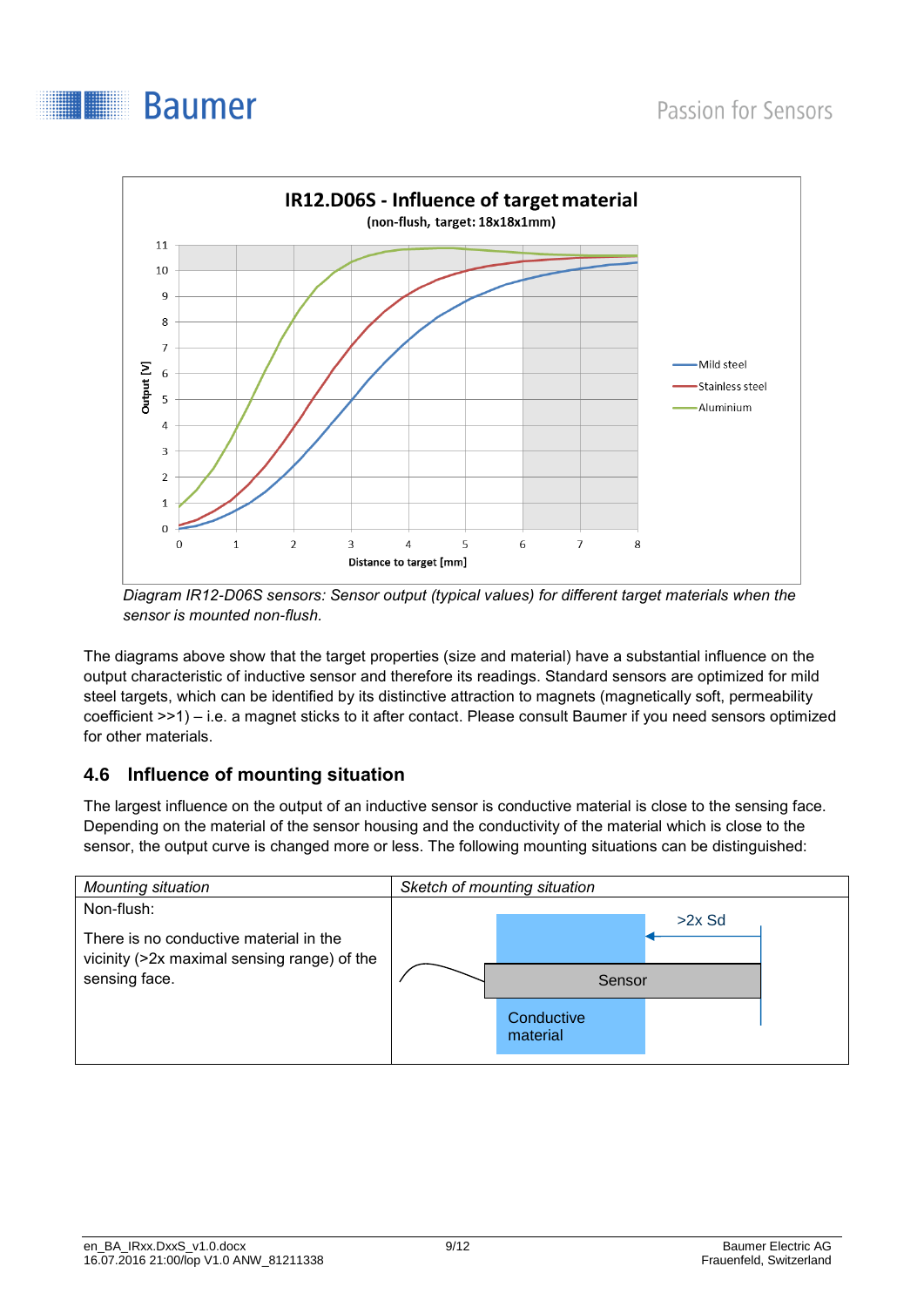*Diagram IR12-D06S sensors: Sensor output (typical values) for different target materials when the sensor is mounted non-flush.*

The diagrams above show that the target properties (size and material) have a substantial influence on the output characteristic of inductive sensor and therefore its readings. Standard sensors are optimized for mild steel targets, which can be identified by its distinctive attraction to magnets (magnetically soft, permeability coefficient >>1) – i.e. a magnet sticks to it after contact. Please consult Baumer if you need sensors optimized for other materials.

## 4.6 Influence of mounting situation

The largest influence on the output of an inductive sensor is conductive material is close to the sensing face. Depending on the material of the sensor housing and the conductivity of the material which is close to the sensor, the output curve is changed more or less. The following mounting situations can be distinguished:

| *Mounting situation* | *Sketch of mounting situation* |
|---|---|
| Non-flush:<br><br>There is no conductive material in the vicinity (>2x maximal sensing range) of the sensing face. | >2x Sd<br>Sensor<br>Conductive material |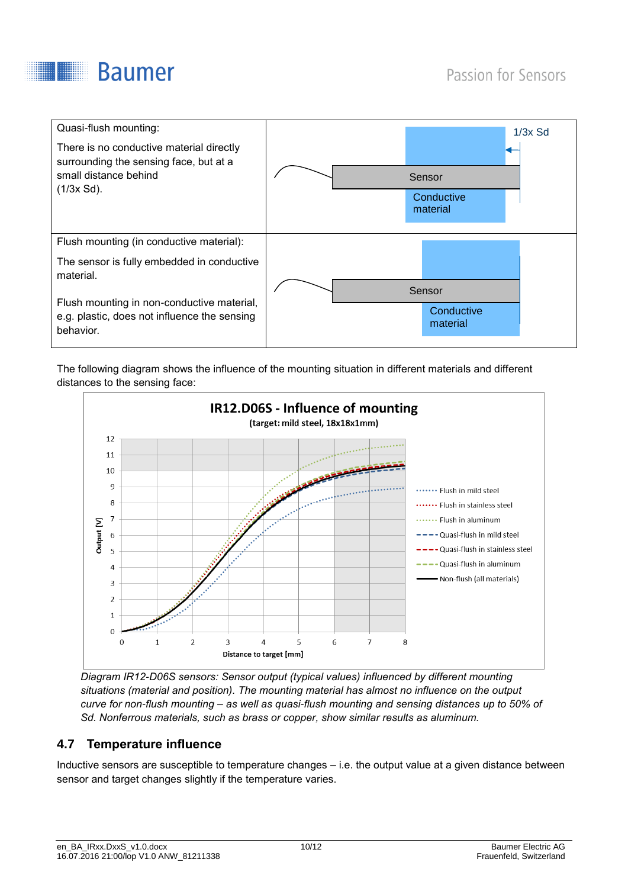| Quasi-flush mounting: There is no conductive material directly surrounding the sensing face, but at a small distance behind (1/3x Sd). | 1/3x Sd Sensor Conductive material |
| --- | --- |
| Flush mounting (in conductive material): The sensor is fully embedded in conductive material. Flush mounting in non-conductive material, e.g. plastic, does not influence the sensing behavior. | Sensor Conductive material |

The following diagram shows the influence of the mounting situation in different materials and different distances to the sensing face:

*Diagram IR12-D06S sensors: Sensor output (typical values) influenced by different mounting situations (material and position). The mounting material has almost no influence on the output curve for non-flush mounting – as well as quasi-flush mounting and sensing distances up to 50% of Sd. Nonferrous materials, such as brass or copper, show similar results as aluminum.*

## 4.7 Temperature influence

Inductive sensors are susceptible to temperature changes – i.e. the output value at a given distance between sensor and target changes slightly if the temperature varies.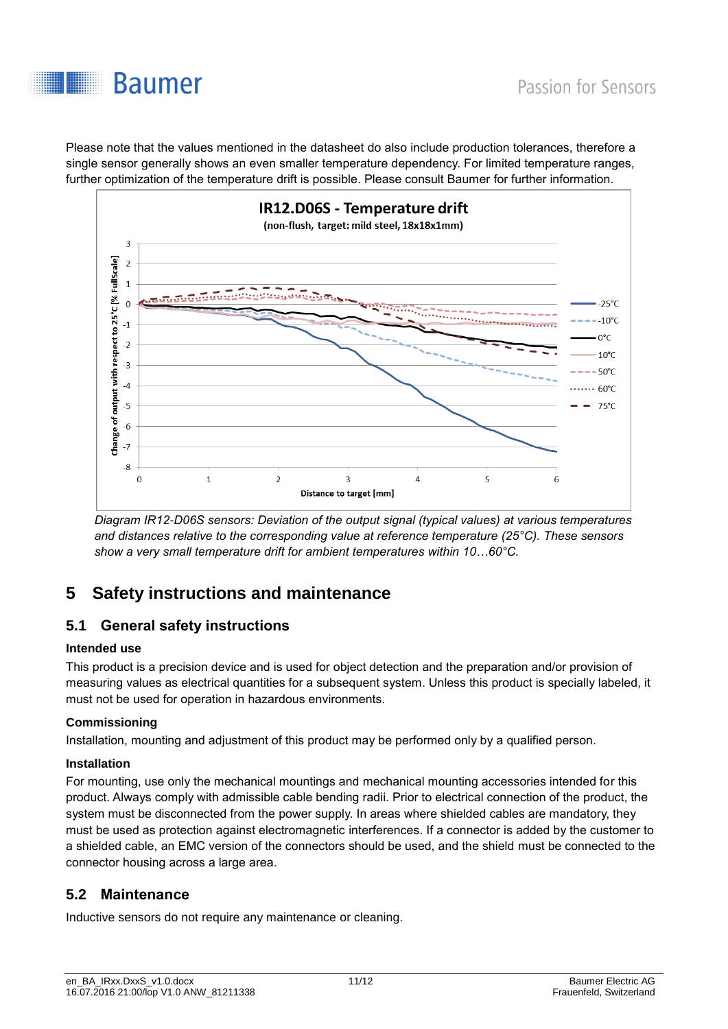Please note that the values mentioned in the datasheet do also include production tolerances, therefore a single sensor generally shows an even smaller temperature dependency. For limited temperature ranges, further optimization of the temperature drift is possible. Please consult Baumer for further information.

*Diagram IR12-D06S sensors: Deviation of the output signal (typical values) at various temperatures and distances relative to the corresponding value at reference temperature (25°C). These sensors show a very small temperature drift for ambient temperatures within 10…60°C.*

# 5 Safety instructions and maintenance

## 5.1 General safety instructions

**Intended use**

This product is a precision device and is used for object detection and the preparation and/or provision of measuring values as electrical quantities for a subsequent system. Unless this product is specially labeled, it must not be used for operation in hazardous environments.

**Commissioning**

Installation, mounting and adjustment of this product may be performed only by a qualified person.

**Installation**

For mounting, use only the mechanical mountings and mechanical mounting accessories intended for this product. Always comply with admissible cable bending radii. Prior to electrical connection of the product, the system must be disconnected from the power supply. In areas where shielded cables are mandatory, they must be used as protection against electromagnetic interferences. If a connector is added by the customer to a shielded cable, an EMC version of the connectors should be used, and the shield must be connected to the connector housing across a large area.

## 5.2 Maintenance

Inductive sensors do not require any maintenance or cleaning.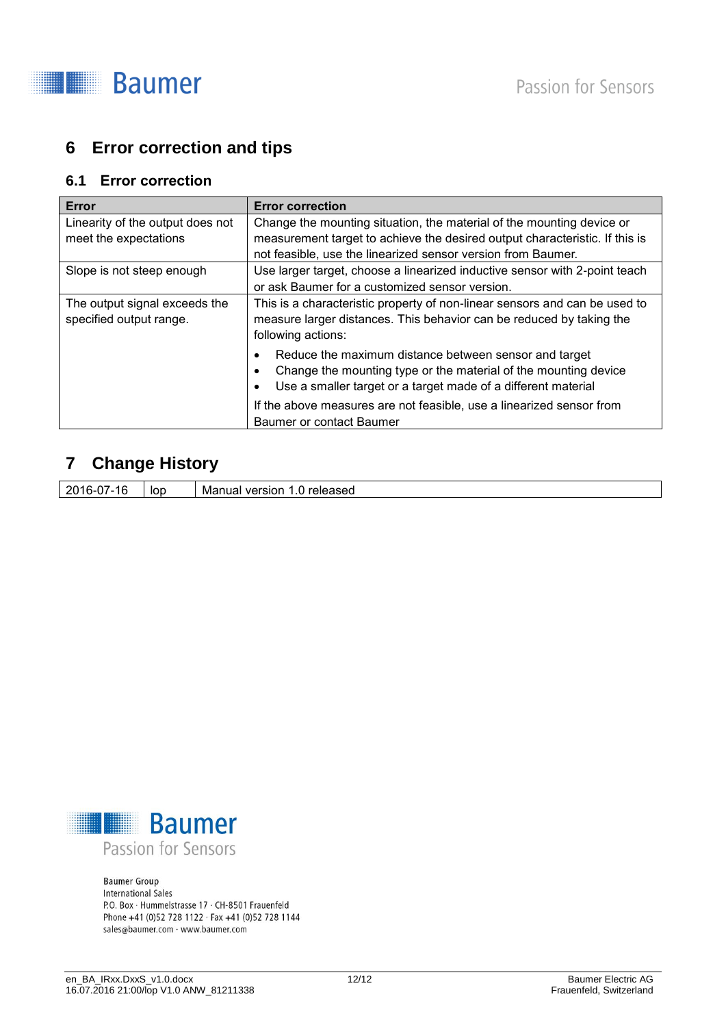# 6 Error correction and tips

## 6.1 Error correction

| Error | Error correction |
|---|---|
| Linearity of the output does not meet the expectations | Change the mounting situation, the material of the mounting device or measurement target to achieve the desired output characteristic. If this is not feasible, use the linearized sensor version from Baumer. |
| Slope is not steep enough | Use larger target, choose a linearized inductive sensor with 2-point teach or ask Baumer for a customized sensor version. |
| The output signal exceeds the specified output range. | This is a characteristic property of non-linear sensors and can be used to measure larger distances. This behavior can be reduced by taking the following actions: <br>• Reduce the maximum distance between sensor and target <br>• Change the mounting type or the material of the mounting device <br>• Use a smaller target or a target made of a different material <br>If the above measures are not feasible, use a linearized sensor from Baumer or contact Baumer |

# 7 Change History

| | | |
|---|---|---|
| 2016-07-16 | lop | Manual version 1.0 released |

Baumer
Passion for Sensors

Baumer Group
International Sales
P.O. Box · Hummelstrasse 17 · CH-8501 Frauenfeld
Phone +41 (0)52 728 1122 · Fax +41 (0)52 728 1144
sales@baumer.com · www.baumer.com